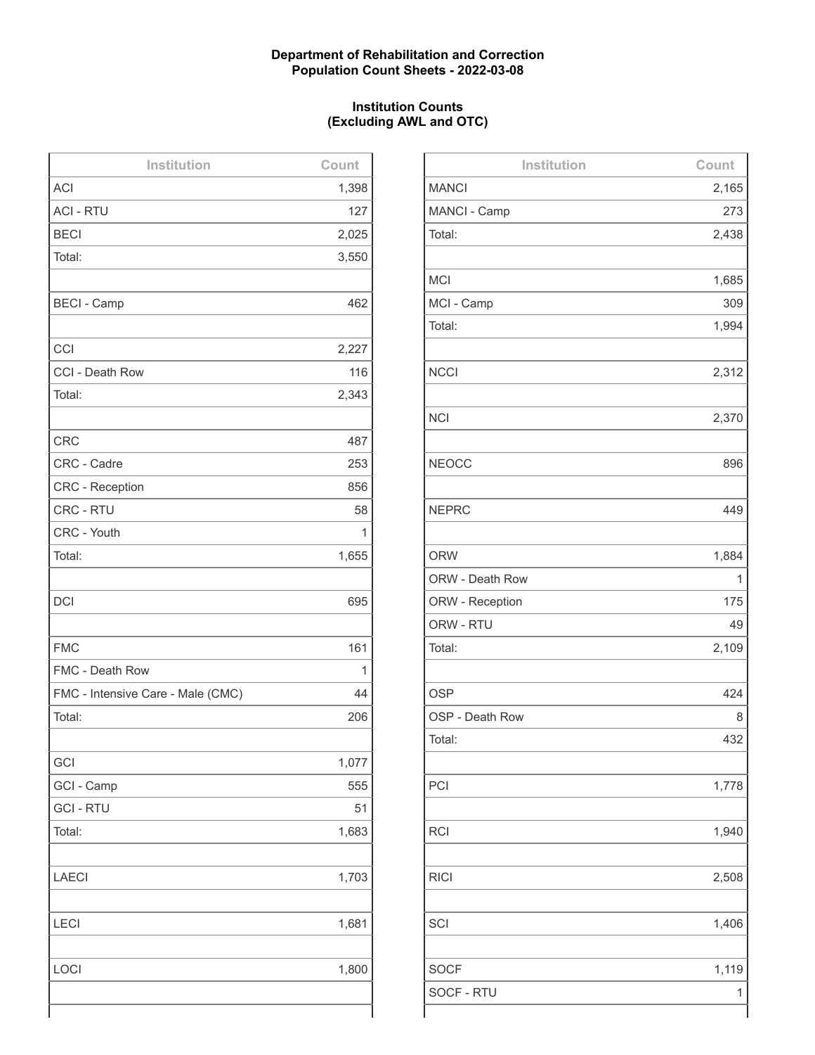**Department of Rehabilitation and Correction**
**Population Count Sheets - 2022-03-08**

**Institution Counts**
**(Excluding AWL and OTC)**

| Institution | Count |
|---|---|
| ACI | 1,398 |
| ACI - RTU | 127 |
| BECI | 2,025 |
| Total: | 3,550 |
| | |
| BECI - Camp | 462 |
| | |
| CCI | 2,227 |
| CCI - Death Row | 116 |
| Total: | 2,343 |
| | |
| CRC | 487 |
| CRC - Cadre | 253 |
| CRC - Reception | 856 |
| CRC - RTU | 58 |
| CRC - Youth | 1 |
| Total: | 1,655 |
| | |
| DCI | 695 |
| | |
| FMC | 161 |
| FMC - Death Row | 1 |
| FMC - Intensive Care - Male (CMC) | 44 |
| Total: | 206 |
| | |
| GCI | 1,077 |
| GCI - Camp | 555 |
| GCI - RTU | 51 |
| Total: | 1,683 |
| | |
| LAECI | 1,703 |
| | |
| LECI | 1,681 |
| | |
| LOCI | 1,800 |
| | |

| Institution | Count |
|---|---|
| MANCI | 2,165 |
| MANCI - Camp | 273 |
| Total: | 2,438 |
| | |
| MCI | 1,685 |
| MCI - Camp | 309 |
| Total: | 1,994 |
| | |
| NCCI | 2,312 |
| | |
| NCI | 2,370 |
| | |
| NEOCC | 896 |
| | |
| NEPRC | 449 |
| | |
| ORW | 1,884 |
| ORW - Death Row | 1 |
| ORW - Reception | 175 |
| ORW - RTU | 49 |
| Total: | 2,109 |
| | |
| OSP | 424 |
| OSP - Death Row | 8 |
| Total: | 432 |
| | |
| PCI | 1,778 |
| | |
| RCI | 1,940 |
| | |
| RICI | 2,508 |
| | |
| SCI | 1,406 |
| | |
| SOCF | 1,119 |
| SOCF - RTU | 1 |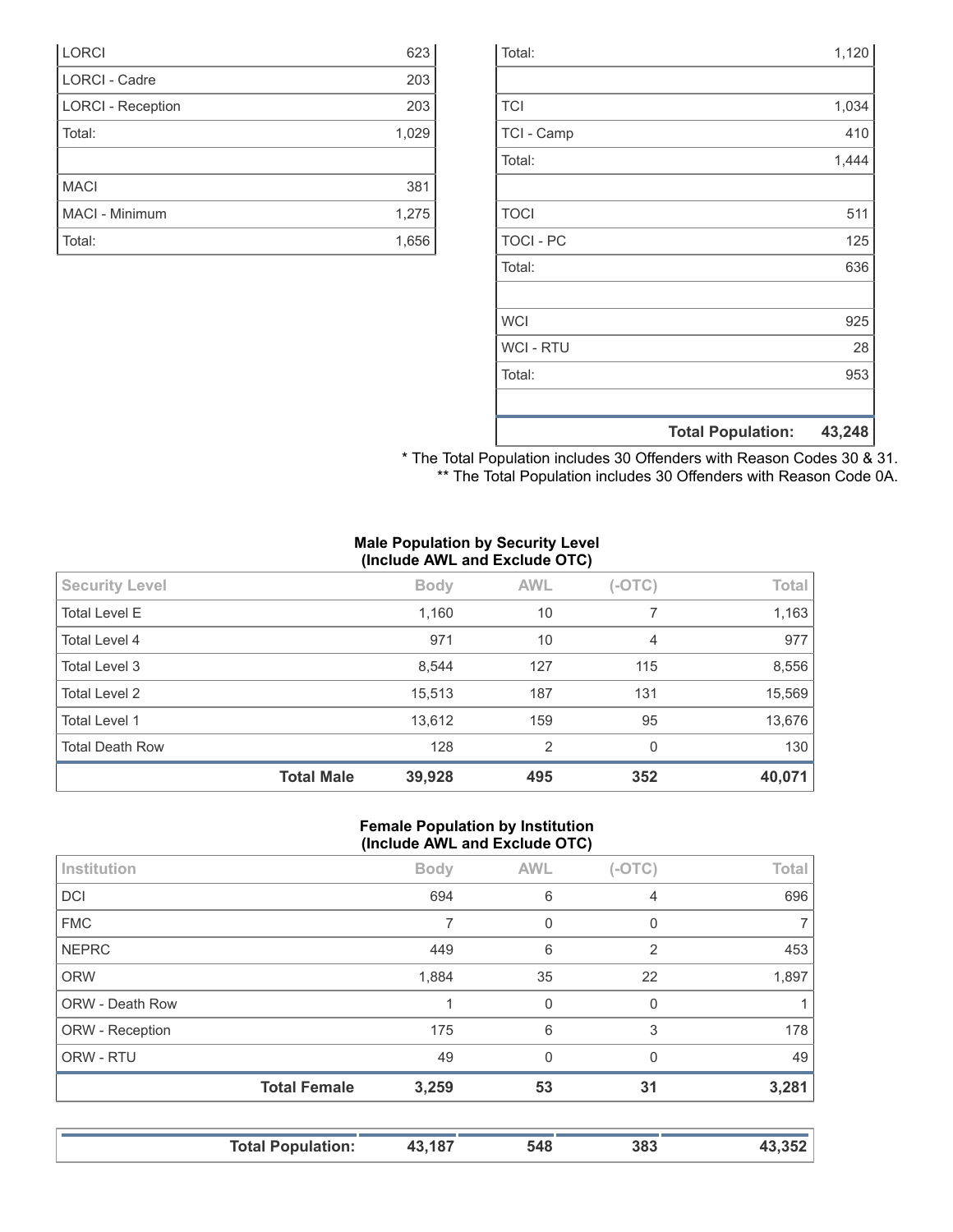| | |
|---|---|
| LORCI | 623 |
| LORCI - Cadre | 203 |
| LORCI - Reception | 203 |
| Total: | 1,029 |
| | |
| MACI | 381 |
| MACI - Minimum | 1,275 |
| Total: | 1,656 |

| | |
|---|---|
| Total: | 1,120 |
| | |
| TCI | 1,034 |
| TCI - Camp | 410 |
| Total: | 1,444 |
| | |
| TOCI | 511 |
| TOCI - PC | 125 |
| Total: | 636 |
| | |
| WCI | 925 |
| WCI - RTU | 28 |
| Total: | 953 |
| | |
| **Total Population:** | **43,248** |

* The Total Population includes 30 Offenders with Reason Codes 30 & 31.
** The Total Population includes 30 Offenders with Reason Code 0A.

**Male Population by Security Level (Include AWL and Exclude OTC)**

| Security Level | Body | AWL | (-OTC) | Total |
|---|---|---|---|---|
| Total Level E | 1,160 | 10 | 7 | 1,163 |
| Total Level 4 | 971 | 10 | 4 | 977 |
| Total Level 3 | 8,544 | 127 | 115 | 8,556 |
| Total Level 2 | 15,513 | 187 | 131 | 15,569 |
| Total Level 1 | 13,612 | 159 | 95 | 13,676 |
| Total Death Row | 128 | 2 | 0 | 130 |
| **Total Male** | **39,928** | **495** | **352** | **40,071** |

**Female Population by Institution (Include AWL and Exclude OTC)**

| Institution | Body | AWL | (-OTC) | Total |
|---|---|---|---|---|
| DCI | 694 | 6 | 4 | 696 |
| FMC | 7 | 0 | 0 | 7 |
| NEPRC | 449 | 6 | 2 | 453 |
| ORW | 1,884 | 35 | 22 | 1,897 |
| ORW - Death Row | 1 | 0 | 0 | 1 |
| ORW - Reception | 175 | 6 | 3 | 178 |
| ORW - RTU | 49 | 0 | 0 | 49 |
| **Total Female** | **3,259** | **53** | **31** | **3,281** |

| | | | | |
|---|---|---|---|---|
| **Total Population:** | **43,187** | **548** | **383** | **43,352** |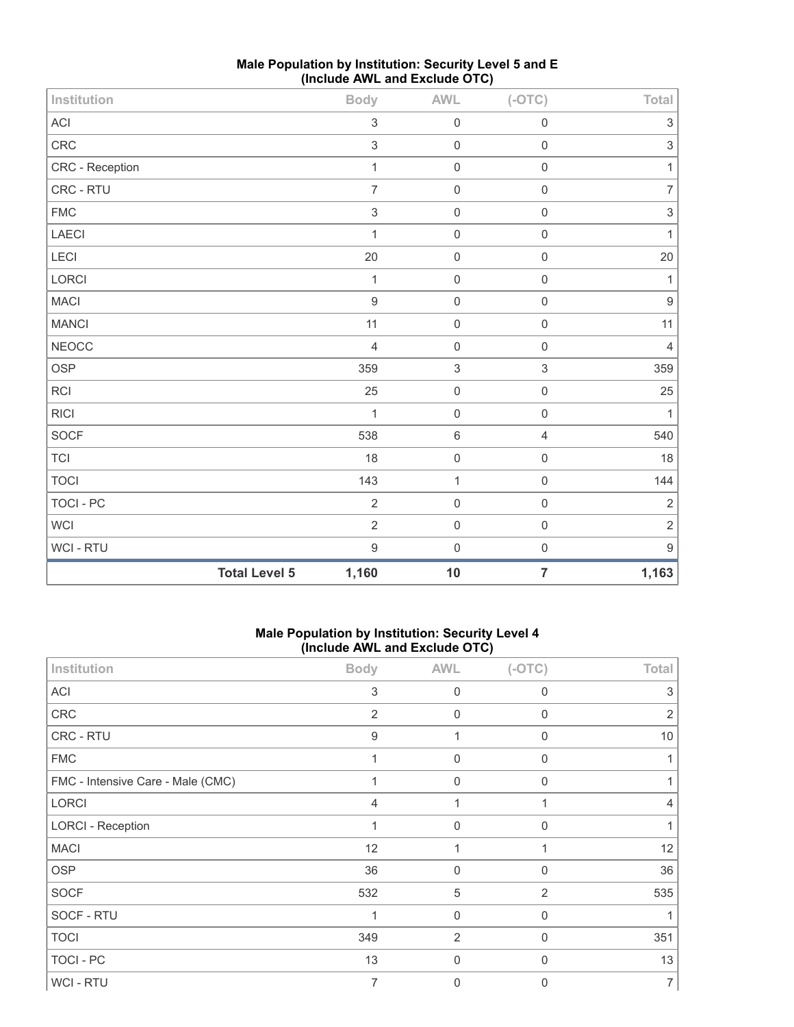**Male Population by Institution: Security Level 5 and E**
**(Include AWL and Exclude OTC)**

| Institution | Body | AWL | (-OTC) | Total |
|---|---|---|---|---|
| ACI | 3 | 0 | 0 | 3 |
| CRC | 3 | 0 | 0 | 3 |
| CRC - Reception | 1 | 0 | 0 | 1 |
| CRC - RTU | 7 | 0 | 0 | 7 |
| FMC | 3 | 0 | 0 | 3 |
| LAECI | 1 | 0 | 0 | 1 |
| LECI | 20 | 0 | 0 | 20 |
| LORCI | 1 | 0 | 0 | 1 |
| MACI | 9 | 0 | 0 | 9 |
| MANCI | 11 | 0 | 0 | 11 |
| NEOCC | 4 | 0 | 0 | 4 |
| OSP | 359 | 3 | 3 | 359 |
| RCI | 25 | 0 | 0 | 25 |
| RICI | 1 | 0 | 0 | 1 |
| SOCF | 538 | 6 | 4 | 540 |
| TCI | 18 | 0 | 0 | 18 |
| TOCI | 143 | 1 | 0 | 144 |
| TOCI - PC | 2 | 0 | 0 | 2 |
| WCI | 2 | 0 | 0 | 2 |
| WCI - RTU | 9 | 0 | 0 | 9 |
| **Total Level 5** | **1,160** | **10** | **7** | **1,163** |

**Male Population by Institution: Security Level 4**
**(Include AWL and Exclude OTC)**

| Institution | Body | AWL | (-OTC) | Total |
|---|---|---|---|---|
| ACI | 3 | 0 | 0 | 3 |
| CRC | 2 | 0 | 0 | 2 |
| CRC - RTU | 9 | 1 | 0 | 10 |
| FMC | 1 | 0 | 0 | 1 |
| FMC - Intensive Care - Male (CMC) | 1 | 0 | 0 | 1 |
| LORCI | 4 | 1 | 1 | 4 |
| LORCI - Reception | 1 | 0 | 0 | 1 |
| MACI | 12 | 1 | 1 | 12 |
| OSP | 36 | 0 | 0 | 36 |
| SOCF | 532 | 5 | 2 | 535 |
| SOCF - RTU | 1 | 0 | 0 | 1 |
| TOCI | 349 | 2 | 0 | 351 |
| TOCI - PC | 13 | 0 | 0 | 13 |
| WCI - RTU | 7 | 0 | 0 | 7 |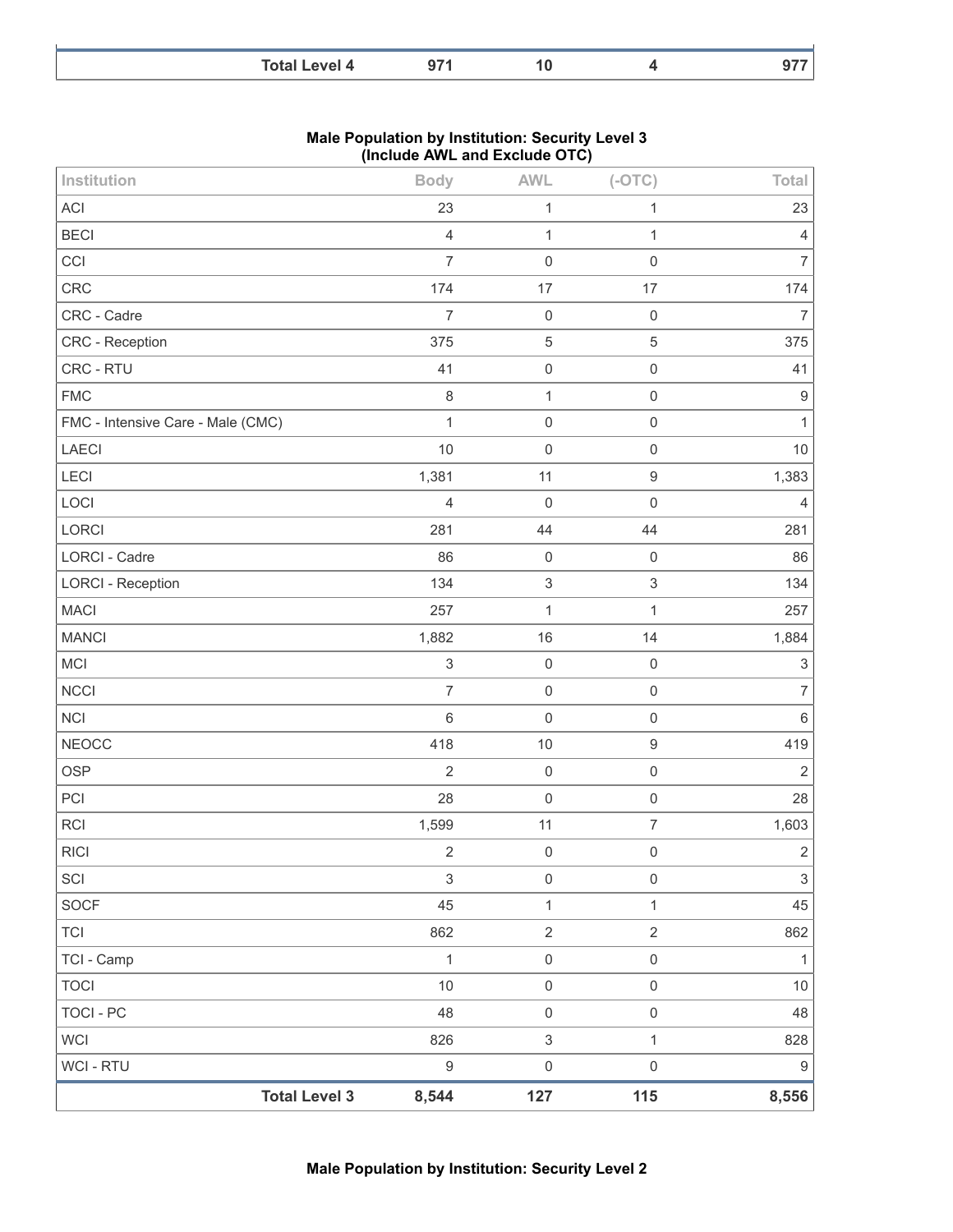| | Total Level 4 | 971 | 10 | 4 | 977 |
|---|---|---|---|---|---|

**Male Population by Institution: Security Level 3**
**(Include AWL and Exclude OTC)**

| Institution | Body | AWL | (-OTC) | Total |
|---|---|---|---|---|
| ACI | 23 | 1 | 1 | 23 |
| BECI | 4 | 1 | 1 | 4 |
| CCI | 7 | 0 | 0 | 7 |
| CRC | 174 | 17 | 17 | 174 |
| CRC - Cadre | 7 | 0 | 0 | 7 |
| CRC - Reception | 375 | 5 | 5 | 375 |
| CRC - RTU | 41 | 0 | 0 | 41 |
| FMC | 8 | 1 | 0 | 9 |
| FMC - Intensive Care - Male (CMC) | 1 | 0 | 0 | 1 |
| LAECI | 10 | 0 | 0 | 10 |
| LECI | 1,381 | 11 | 9 | 1,383 |
| LOCI | 4 | 0 | 0 | 4 |
| LORCI | 281 | 44 | 44 | 281 |
| LORCI - Cadre | 86 | 0 | 0 | 86 |
| LORCI - Reception | 134 | 3 | 3 | 134 |
| MACI | 257 | 1 | 1 | 257 |
| MANCI | 1,882 | 16 | 14 | 1,884 |
| MCI | 3 | 0 | 0 | 3 |
| NCCI | 7 | 0 | 0 | 7 |
| NCI | 6 | 0 | 0 | 6 |
| NEOCC | 418 | 10 | 9 | 419 |
| OSP | 2 | 0 | 0 | 2 |
| PCI | 28 | 0 | 0 | 28 |
| RCI | 1,599 | 11 | 7 | 1,603 |
| RICI | 2 | 0 | 0 | 2 |
| SCI | 3 | 0 | 0 | 3 |
| SOCF | 45 | 1 | 1 | 45 |
| TCI | 862 | 2 | 2 | 862 |
| TCI - Camp | 1 | 0 | 0 | 1 |
| TOCI | 10 | 0 | 0 | 10 |
| TOCI - PC | 48 | 0 | 0 | 48 |
| WCI | 826 | 3 | 1 | 828 |
| WCI - RTU | 9 | 0 | 0 | 9 |
| **Total Level 3** | **8,544** | **127** | **115** | **8,556** |

**Male Population by Institution: Security Level 2**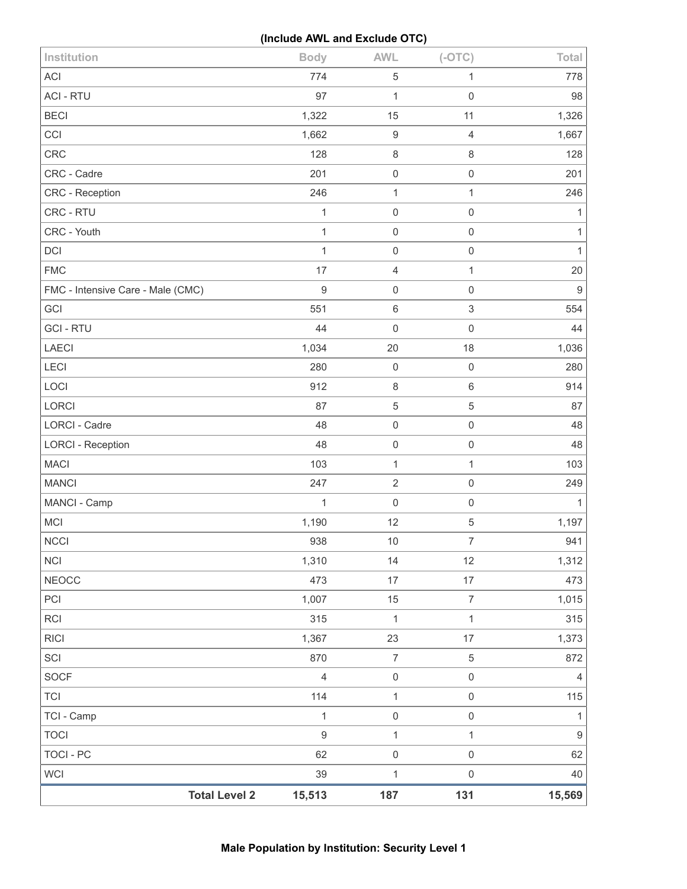**(Include AWL and Exclude OTC)**

| Institution | Body | AWL | (-OTC) | Total |
|---|---|---|---|---|
| ACI | 774 | 5 | 1 | 778 |
| ACI - RTU | 97 | 1 | 0 | 98 |
| BECI | 1,322 | 15 | 11 | 1,326 |
| CCI | 1,662 | 9 | 4 | 1,667 |
| CRC | 128 | 8 | 8 | 128 |
| CRC - Cadre | 201 | 0 | 0 | 201 |
| CRC - Reception | 246 | 1 | 1 | 246 |
| CRC - RTU | 1 | 0 | 0 | 1 |
| CRC - Youth | 1 | 0 | 0 | 1 |
| DCI | 1 | 0 | 0 | 1 |
| FMC | 17 | 4 | 1 | 20 |
| FMC - Intensive Care - Male (CMC) | 9 | 0 | 0 | 9 |
| GCI | 551 | 6 | 3 | 554 |
| GCI - RTU | 44 | 0 | 0 | 44 |
| LAECI | 1,034 | 20 | 18 | 1,036 |
| LECI | 280 | 0 | 0 | 280 |
| LOCI | 912 | 8 | 6 | 914 |
| LORCI | 87 | 5 | 5 | 87 |
| LORCI - Cadre | 48 | 0 | 0 | 48 |
| LORCI - Reception | 48 | 0 | 0 | 48 |
| MACI | 103 | 1 | 1 | 103 |
| MANCI | 247 | 2 | 0 | 249 |
| MANCI - Camp | 1 | 0 | 0 | 1 |
| MCI | 1,190 | 12 | 5 | 1,197 |
| NCCI | 938 | 10 | 7 | 941 |
| NCI | 1,310 | 14 | 12 | 1,312 |
| NEOCC | 473 | 17 | 17 | 473 |
| PCI | 1,007 | 15 | 7 | 1,015 |
| RCI | 315 | 1 | 1 | 315 |
| RICI | 1,367 | 23 | 17 | 1,373 |
| SCI | 870 | 7 | 5 | 872 |
| SOCF | 4 | 0 | 0 | 4 |
| TCI | 114 | 1 | 0 | 115 |
| TCI - Camp | 1 | 0 | 0 | 1 |
| TOCI | 9 | 1 | 1 | 9 |
| TOCI - PC | 62 | 0 | 0 | 62 |
| WCI | 39 | 1 | 0 | 40 |
| **Total Level 2** | **15,513** | **187** | **131** | **15,569** |

**Male Population by Institution: Security Level 1**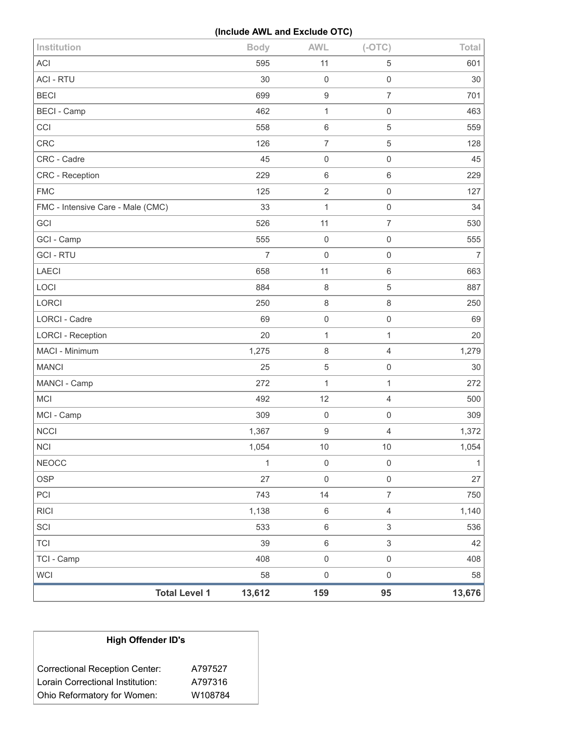**(Include AWL and Exclude OTC)**

| Institution | Body | AWL | (-OTC) | Total |
|---|---|---|---|---|
| ACI | 595 | 11 | 5 | 601 |
| ACI - RTU | 30 | 0 | 0 | 30 |
| BECI | 699 | 9 | 7 | 701 |
| BECI - Camp | 462 | 1 | 0 | 463 |
| CCI | 558 | 6 | 5 | 559 |
| CRC | 126 | 7 | 5 | 128 |
| CRC - Cadre | 45 | 0 | 0 | 45 |
| CRC - Reception | 229 | 6 | 6 | 229 |
| FMC | 125 | 2 | 0 | 127 |
| FMC - Intensive Care - Male (CMC) | 33 | 1 | 0 | 34 |
| GCI | 526 | 11 | 7 | 530 |
| GCI - Camp | 555 | 0 | 0 | 555 |
| GCI - RTU | 7 | 0 | 0 | 7 |
| LAECI | 658 | 11 | 6 | 663 |
| LOCI | 884 | 8 | 5 | 887 |
| LORCI | 250 | 8 | 8 | 250 |
| LORCI - Cadre | 69 | 0 | 0 | 69 |
| LORCI - Reception | 20 | 1 | 1 | 20 |
| MACI - Minimum | 1,275 | 8 | 4 | 1,279 |
| MANCI | 25 | 5 | 0 | 30 |
| MANCI - Camp | 272 | 1 | 1 | 272 |
| MCI | 492 | 12 | 4 | 500 |
| MCI - Camp | 309 | 0 | 0 | 309 |
| NCCI | 1,367 | 9 | 4 | 1,372 |
| NCI | 1,054 | 10 | 10 | 1,054 |
| NEOCC | 1 | 0 | 0 | 1 |
| OSP | 27 | 0 | 0 | 27 |
| PCI | 743 | 14 | 7 | 750 |
| RICI | 1,138 | 6 | 4 | 1,140 |
| SCI | 533 | 6 | 3 | 536 |
| TCI | 39 | 6 | 3 | 42 |
| TCI - Camp | 408 | 0 | 0 | 408 |
| WCI | 58 | 0 | 0 | 58 |
| **Total Level 1** | **13,612** | **159** | **95** | **13,676** |

| **High Offender ID's** | |
|---|---|
| Correctional Reception Center: | A797527 |
| Lorain Correctional Institution: | A797316 |
| Ohio Reformatory for Women: | W108784 |